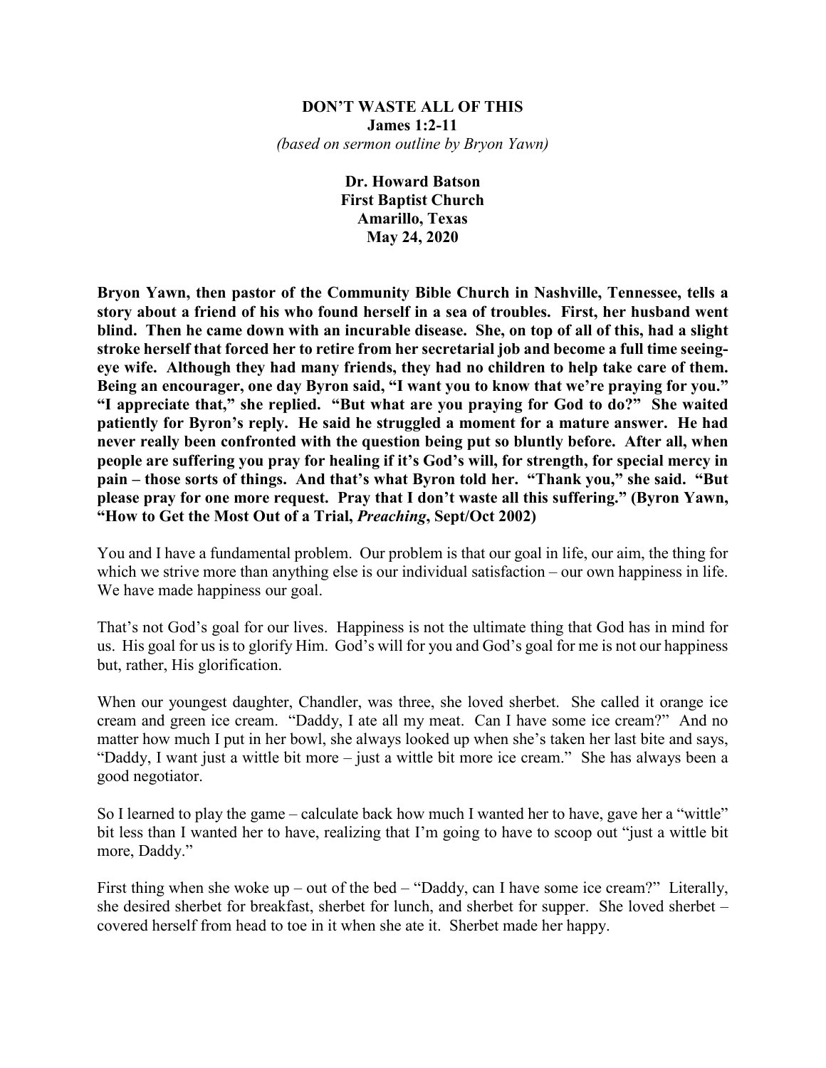# DON'T WASTE ALL OF THIS

**James 1:2-11**

*(based on sermon outline by Bryon Yawn)*

**Dr. Howard Batson**
**First Baptist Church**
**Amarillo, Texas**
**May 24, 2020**

**Bryon Yawn, then pastor of the Community Bible Church in Nashville, Tennessee, tells a story about a friend of his who found herself in a sea of troubles. First, her husband went blind. Then he came down with an incurable disease. She, on top of all of this, had a slight stroke herself that forced her to retire from her secretarial job and become a full time seeing-eye wife. Although they had many friends, they had no children to help take care of them. Being an encourager, one day Byron said, "I want you to know that we're praying for you." "I appreciate that," she replied. "But what are you praying for God to do?" She waited patiently for Byron's reply. He said he struggled a moment for a mature answer. He had never really been confronted with the question being put so bluntly before. After all, when people are suffering you pray for healing if it's God's will, for strength, for special mercy in pain – those sorts of things. And that's what Byron told her. "Thank you," she said. "But please pray for one more request. Pray that I don't waste all this suffering." (Byron Yawn, "How to Get the Most Out of a Trial, *Preaching*, Sept/Oct 2002)**

You and I have a fundamental problem. Our problem is that our goal in life, our aim, the thing for which we strive more than anything else is our individual satisfaction – our own happiness in life. We have made happiness our goal.

That's not God's goal for our lives. Happiness is not the ultimate thing that God has in mind for us. His goal for us is to glorify Him. God's will for you and God's goal for me is not our happiness but, rather, His glorification.

When our youngest daughter, Chandler, was three, she loved sherbet. She called it orange ice cream and green ice cream. "Daddy, I ate all my meat. Can I have some ice cream?" And no matter how much I put in her bowl, she always looked up when she's taken her last bite and says, "Daddy, I want just a wittle bit more – just a wittle bit more ice cream." She has always been a good negotiator.

So I learned to play the game – calculate back how much I wanted her to have, gave her a "wittle" bit less than I wanted her to have, realizing that I'm going to have to scoop out "just a wittle bit more, Daddy."

First thing when she woke up – out of the bed – "Daddy, can I have some ice cream?" Literally, she desired sherbet for breakfast, sherbet for lunch, and sherbet for supper. She loved sherbet – covered herself from head to toe in it when she ate it. Sherbet made her happy.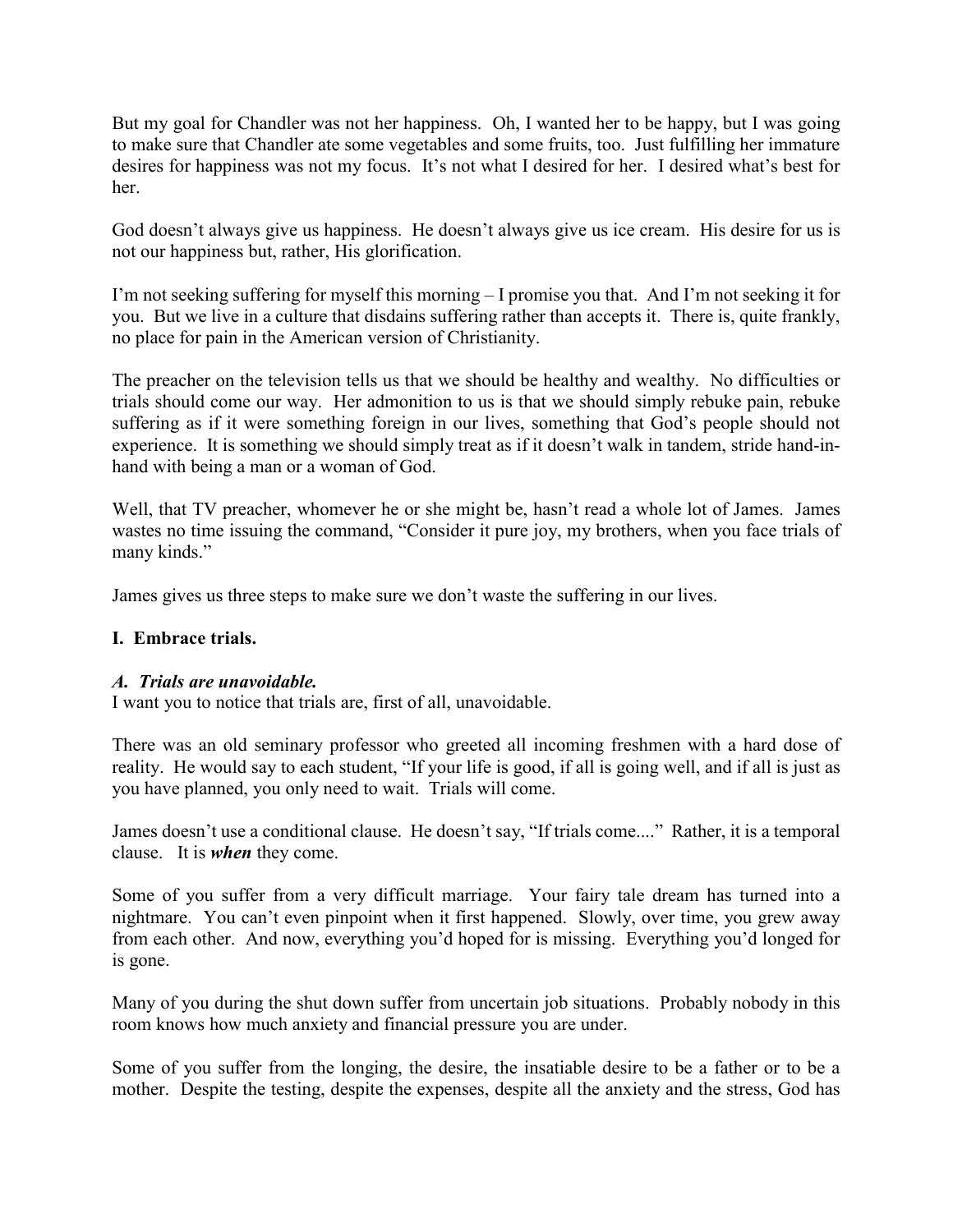But my goal for Chandler was not her happiness. Oh, I wanted her to be happy, but I was going to make sure that Chandler ate some vegetables and some fruits, too. Just fulfilling her immature desires for happiness was not my focus. It's not what I desired for her. I desired what's best for her.

God doesn't always give us happiness. He doesn't always give us ice cream. His desire for us is not our happiness but, rather, His glorification.

I'm not seeking suffering for myself this morning – I promise you that. And I'm not seeking it for you. But we live in a culture that disdains suffering rather than accepts it. There is, quite frankly, no place for pain in the American version of Christianity.

The preacher on the television tells us that we should be healthy and wealthy. No difficulties or trials should come our way. Her admonition to us is that we should simply rebuke pain, rebuke suffering as if it were something foreign in our lives, something that God's people should not experience. It is something we should simply treat as if it doesn't walk in tandem, stride hand-in-hand with being a man or a woman of God.

Well, that TV preacher, whomever he or she might be, hasn't read a whole lot of James. James wastes no time issuing the command, "Consider it pure joy, my brothers, when you face trials of many kinds."

James gives us three steps to make sure we don't waste the suffering in our lives.

**I. Embrace trials.**

***A. Trials are unavoidable.***

I want you to notice that trials are, first of all, unavoidable.

There was an old seminary professor who greeted all incoming freshmen with a hard dose of reality. He would say to each student, "If your life is good, if all is going well, and if all is just as you have planned, you only need to wait. Trials will come.

James doesn't use a conditional clause. He doesn't say, "If trials come...." Rather, it is a temporal clause. It is ***when*** they come.

Some of you suffer from a very difficult marriage. Your fairy tale dream has turned into a nightmare. You can't even pinpoint when it first happened. Slowly, over time, you grew away from each other. And now, everything you'd hoped for is missing. Everything you'd longed for is gone.

Many of you during the shut down suffer from uncertain job situations. Probably nobody in this room knows how much anxiety and financial pressure you are under.

Some of you suffer from the longing, the desire, the insatiable desire to be a father or to be a mother. Despite the testing, despite the expenses, despite all the anxiety and the stress, God has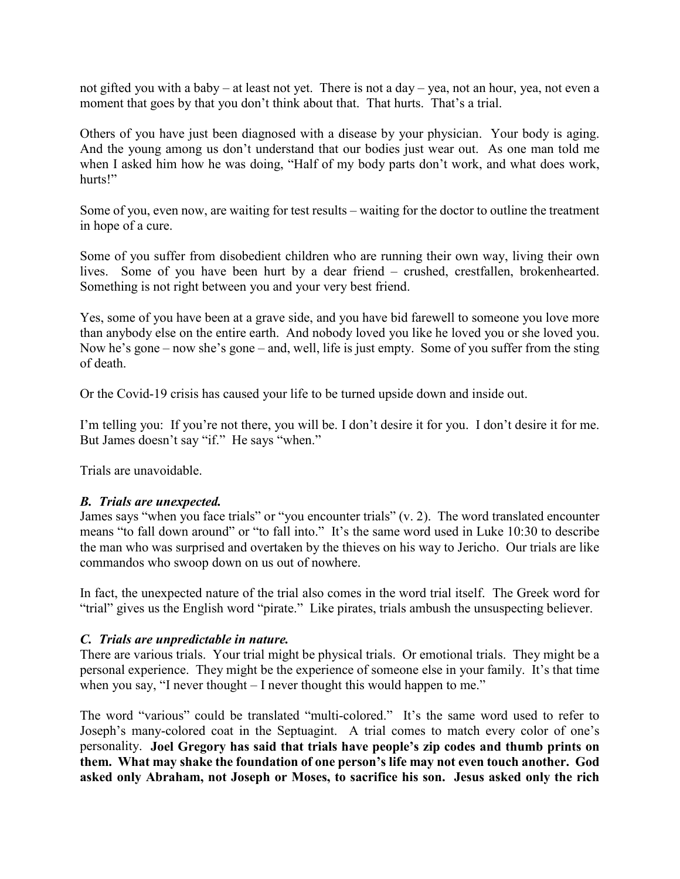not gifted you with a baby – at least not yet. There is not a day – yea, not an hour, yea, not even a moment that goes by that you don't think about that. That hurts. That's a trial.

Others of you have just been diagnosed with a disease by your physician. Your body is aging. And the young among us don't understand that our bodies just wear out. As one man told me when I asked him how he was doing, "Half of my body parts don't work, and what does work, hurts!"

Some of you, even now, are waiting for test results – waiting for the doctor to outline the treatment in hope of a cure.

Some of you suffer from disobedient children who are running their own way, living their own lives. Some of you have been hurt by a dear friend – crushed, crestfallen, brokenhearted. Something is not right between you and your very best friend.

Yes, some of you have been at a grave side, and you have bid farewell to someone you love more than anybody else on the entire earth. And nobody loved you like he loved you or she loved you. Now he's gone – now she's gone – and, well, life is just empty. Some of you suffer from the sting of death.

Or the Covid-19 crisis has caused your life to be turned upside down and inside out.

I'm telling you: If you're not there, you will be. I don't desire it for you. I don't desire it for me. But James doesn't say "if." He says "when."

Trials are unavoidable.

***B. Trials are unexpected.***

James says "when you face trials" or "you encounter trials" (v. 2). The word translated encounter means "to fall down around" or "to fall into." It's the same word used in Luke 10:30 to describe the man who was surprised and overtaken by the thieves on his way to Jericho. Our trials are like commandos who swoop down on us out of nowhere.

In fact, the unexpected nature of the trial also comes in the word trial itself. The Greek word for "trial" gives us the English word "pirate." Like pirates, trials ambush the unsuspecting believer.

***C. Trials are unpredictable in nature.***

There are various trials. Your trial might be physical trials. Or emotional trials. They might be a personal experience. They might be the experience of someone else in your family. It's that time when you say, "I never thought – I never thought this would happen to me."

The word "various" could be translated "multi-colored." It's the same word used to refer to Joseph's many-colored coat in the Septuagint. A trial comes to match every color of one's personality. **Joel Gregory has said that trials have people's zip codes and thumb prints on them. What may shake the foundation of one person's life may not even touch another. God asked only Abraham, not Joseph or Moses, to sacrifice his son. Jesus asked only the rich**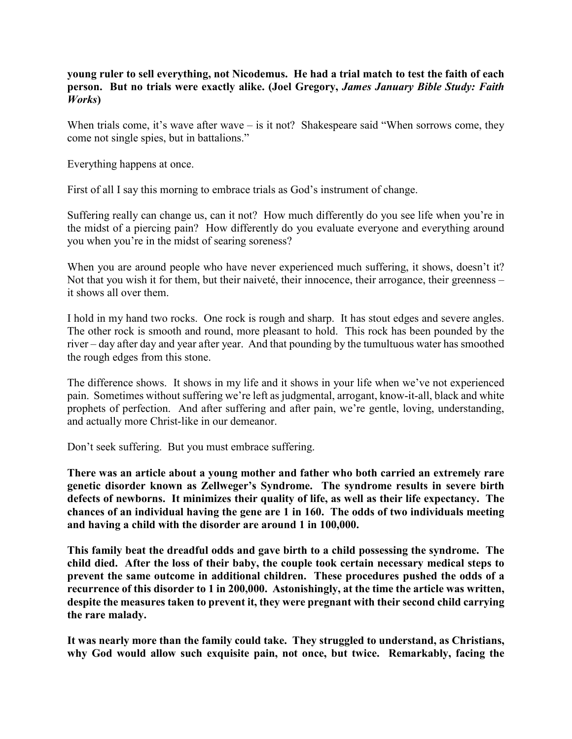**young ruler to sell everything, not Nicodemus. He had a trial match to test the faith of each person. But no trials were exactly alike. (Joel Gregory, *James January Bible Study: Faith Works*)**

When trials come, it's wave after wave – is it not? Shakespeare said "When sorrows come, they come not single spies, but in battalions."

Everything happens at once.

First of all I say this morning to embrace trials as God's instrument of change.

Suffering really can change us, can it not? How much differently do you see life when you're in the midst of a piercing pain? How differently do you evaluate everyone and everything around you when you're in the midst of searing soreness?

When you are around people who have never experienced much suffering, it shows, doesn't it? Not that you wish it for them, but their naiveté, their innocence, their arrogance, their greenness – it shows all over them.

I hold in my hand two rocks. One rock is rough and sharp. It has stout edges and severe angles. The other rock is smooth and round, more pleasant to hold. This rock has been pounded by the river – day after day and year after year. And that pounding by the tumultuous water has smoothed the rough edges from this stone.

The difference shows. It shows in my life and it shows in your life when we've not experienced pain. Sometimes without suffering we're left as judgmental, arrogant, know-it-all, black and white prophets of perfection. And after suffering and after pain, we're gentle, loving, understanding, and actually more Christ-like in our demeanor.

Don't seek suffering. But you must embrace suffering.

**There was an article about a young mother and father who both carried an extremely rare genetic disorder known as Zellweger's Syndrome. The syndrome results in severe birth defects of newborns. It minimizes their quality of life, as well as their life expectancy. The chances of an individual having the gene are 1 in 160. The odds of two individuals meeting and having a child with the disorder are around 1 in 100,000.**

**This family beat the dreadful odds and gave birth to a child possessing the syndrome. The child died. After the loss of their baby, the couple took certain necessary medical steps to prevent the same outcome in additional children. These procedures pushed the odds of a recurrence of this disorder to 1 in 200,000. Astonishingly, at the time the article was written, despite the measures taken to prevent it, they were pregnant with their second child carrying the rare malady.**

**It was nearly more than the family could take. They struggled to understand, as Christians, why God would allow such exquisite pain, not once, but twice. Remarkably, facing the**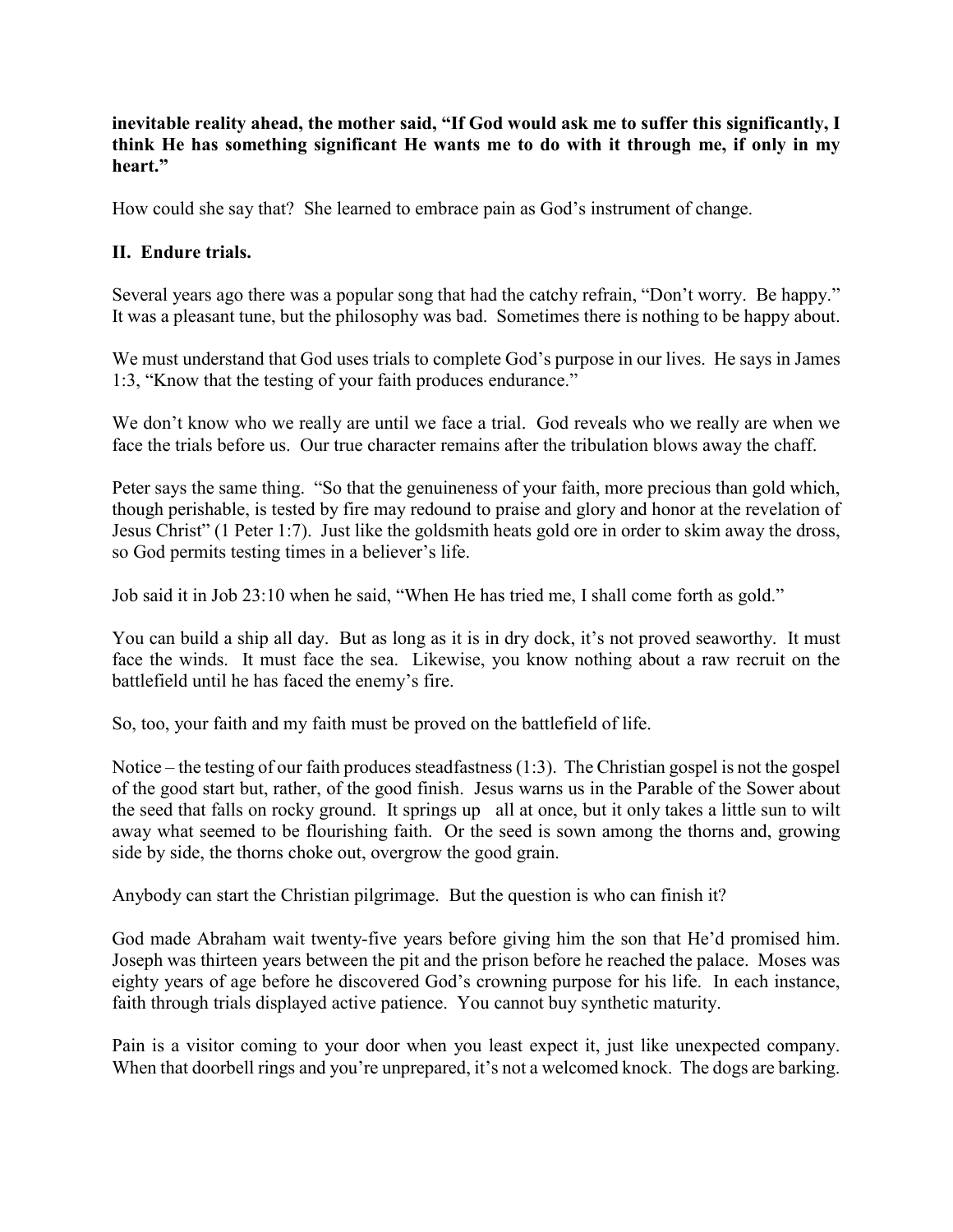**inevitable reality ahead, the mother said, "If God would ask me to suffer this significantly, I think He has something significant He wants me to do with it through me, if only in my heart."**

How could she say that? She learned to embrace pain as God's instrument of change.

## II. Endure trials.

Several years ago there was a popular song that had the catchy refrain, "Don't worry. Be happy." It was a pleasant tune, but the philosophy was bad. Sometimes there is nothing to be happy about.

We must understand that God uses trials to complete God's purpose in our lives. He says in James 1:3, "Know that the testing of your faith produces endurance."

We don't know who we really are until we face a trial. God reveals who we really are when we face the trials before us. Our true character remains after the tribulation blows away the chaff.

Peter says the same thing. "So that the genuineness of your faith, more precious than gold which, though perishable, is tested by fire may redound to praise and glory and honor at the revelation of Jesus Christ" (1 Peter 1:7). Just like the goldsmith heats gold ore in order to skim away the dross, so God permits testing times in a believer's life.

Job said it in Job 23:10 when he said, "When He has tried me, I shall come forth as gold."

You can build a ship all day. But as long as it is in dry dock, it's not proved seaworthy. It must face the winds. It must face the sea. Likewise, you know nothing about a raw recruit on the battlefield until he has faced the enemy's fire.

So, too, your faith and my faith must be proved on the battlefield of life.

Notice – the testing of our faith produces steadfastness (1:3). The Christian gospel is not the gospel of the good start but, rather, of the good finish. Jesus warns us in the Parable of the Sower about the seed that falls on rocky ground. It springs up all at once, but it only takes a little sun to wilt away what seemed to be flourishing faith. Or the seed is sown among the thorns and, growing side by side, the thorns choke out, overgrow the good grain.

Anybody can start the Christian pilgrimage. But the question is who can finish it?

God made Abraham wait twenty-five years before giving him the son that He'd promised him. Joseph was thirteen years between the pit and the prison before he reached the palace. Moses was eighty years of age before he discovered God's crowning purpose for his life. In each instance, faith through trials displayed active patience. You cannot buy synthetic maturity.

Pain is a visitor coming to your door when you least expect it, just like unexpected company. When that doorbell rings and you're unprepared, it's not a welcomed knock. The dogs are barking.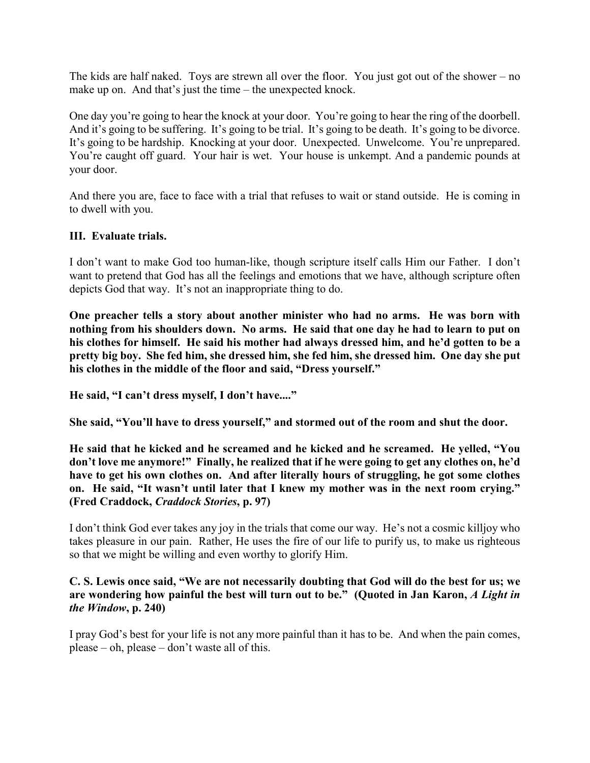The kids are half naked. Toys are strewn all over the floor. You just got out of the shower – no make up on. And that's just the time – the unexpected knock.

One day you're going to hear the knock at your door. You're going to hear the ring of the doorbell. And it's going to be suffering. It's going to be trial. It's going to be death. It's going to be divorce. It's going to be hardship. Knocking at your door. Unexpected. Unwelcome. You're unprepared. You're caught off guard. Your hair is wet. Your house is unkempt. And a pandemic pounds at your door.

And there you are, face to face with a trial that refuses to wait or stand outside. He is coming in to dwell with you.

### III. Evaluate trials.

I don't want to make God too human-like, though scripture itself calls Him our Father. I don't want to pretend that God has all the feelings and emotions that we have, although scripture often depicts God that way. It's not an inappropriate thing to do.

**One preacher tells a story about another minister who had no arms. He was born with nothing from his shoulders down. No arms. He said that one day he had to learn to put on his clothes for himself. He said his mother had always dressed him, and he'd gotten to be a pretty big boy. She fed him, she dressed him, she fed him, she dressed him. One day she put his clothes in the middle of the floor and said, "Dress yourself."**

**He said, "I can't dress myself, I don't have...."**

**She said, "You'll have to dress yourself," and stormed out of the room and shut the door.**

**He said that he kicked and he screamed and he kicked and he screamed. He yelled, "You don't love me anymore!" Finally, he realized that if he were going to get any clothes on, he'd have to get his own clothes on. And after literally hours of struggling, he got some clothes on. He said, "It wasn't until later that I knew my mother was in the next room crying." (Fred Craddock, *Craddock Stories*, p. 97)**

I don't think God ever takes any joy in the trials that come our way. He's not a cosmic killjoy who takes pleasure in our pain. Rather, He uses the fire of our life to purify us, to make us righteous so that we might be willing and even worthy to glorify Him.

**C. S. Lewis once said, "We are not necessarily doubting that God will do the best for us; we are wondering how painful the best will turn out to be." (Quoted in Jan Karon, *A Light in the Window*, p. 240)**

I pray God's best for your life is not any more painful than it has to be. And when the pain comes, please – oh, please – don't waste all of this.